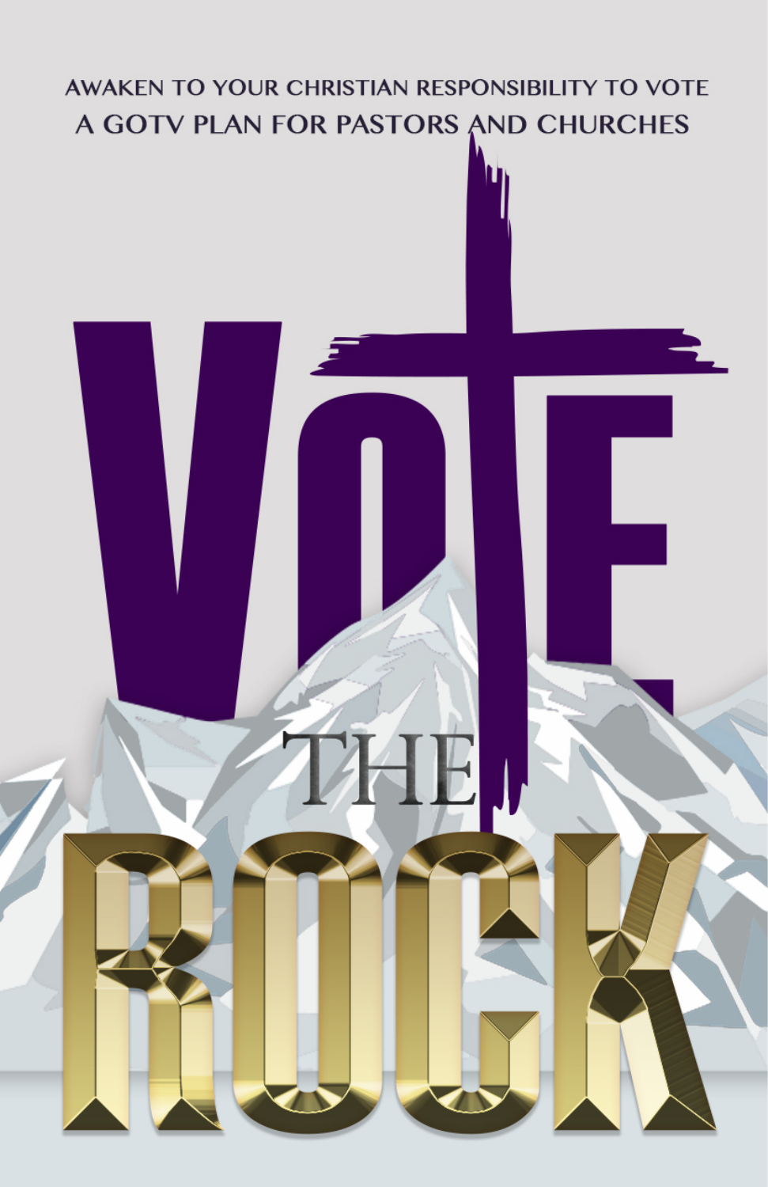AWAKEN TO YOUR CHRISTIAN RESPONSIBILITY TO VOTE

A GOTV PLAN FOR PASTORS AND CHURCHES

# VOTE

# THE ROCK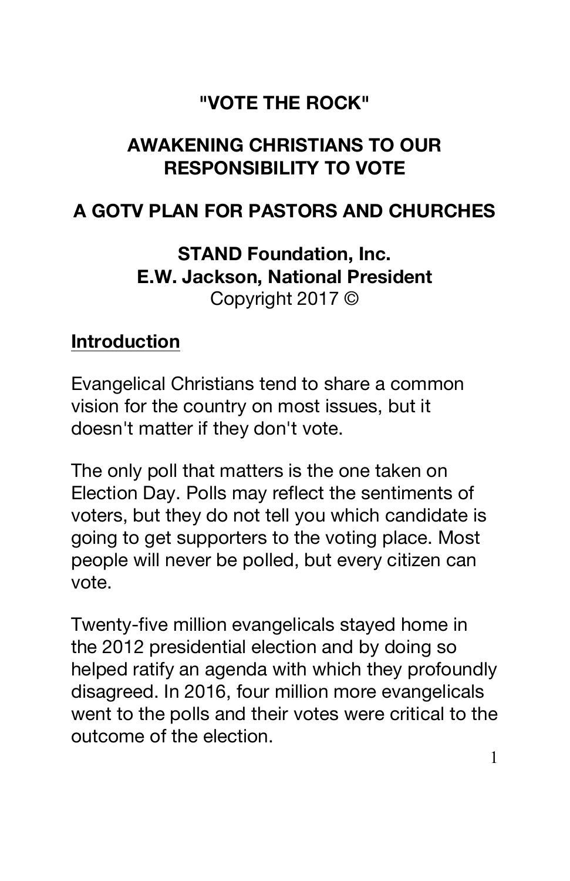# "VOTE THE ROCK"

## AWAKENING CHRISTIANS TO OUR RESPONSIBILITY TO VOTE

## A GOTV PLAN FOR PASTORS AND CHURCHES

**STAND Foundation, Inc.**
**E.W. Jackson, National President**
Copyright 2017 ©

### <u>Introduction</u>

Evangelical Christians tend to share a common vision for the country on most issues, but it doesn't matter if they don't vote.

The only poll that matters is the one taken on Election Day. Polls may reflect the sentiments of voters, but they do not tell you which candidate is going to get supporters to the voting place. Most people will never be polled, but every citizen can vote.

Twenty-five million evangelicals stayed home in the 2012 presidential election and by doing so helped ratify an agenda with which they profoundly disagreed. In 2016, four million more evangelicals went to the polls and their votes were critical to the outcome of the election.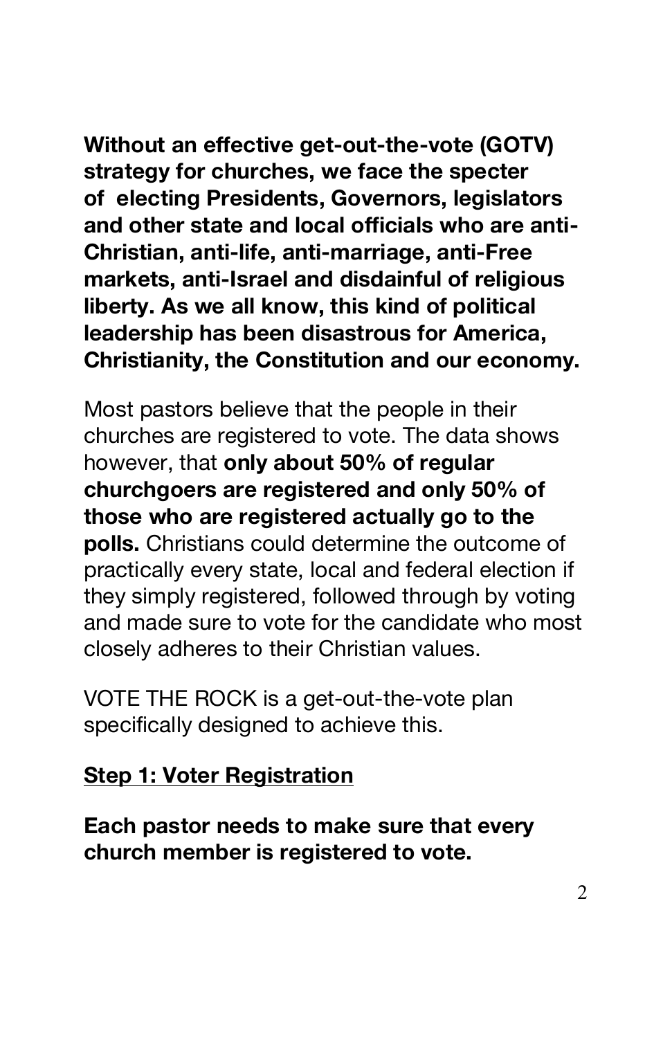**Without an effective get-out-the-vote (GOTV) strategy for churches, we face the specter of electing Presidents, Governors, legislators and other state and local officials who are anti-Christian, anti-life, anti-marriage, anti-Free markets, anti-Israel and disdainful of religious liberty. As we all know, this kind of political leadership has been disastrous for America, Christianity, the Constitution and our economy.**

Most pastors believe that the people in their churches are registered to vote. The data shows however, that **only about 50% of regular churchgoers are registered and only 50% of those who are registered actually go to the polls.** Christians could determine the outcome of practically every state, local and federal election if they simply registered, followed through by voting and made sure to vote for the candidate who most closely adheres to their Christian values.

VOTE THE ROCK is a get-out-the-vote plan specifically designed to achieve this.

**<u>Step 1: Voter Registration</u>**

**Each pastor needs to make sure that every church member is registered to vote.**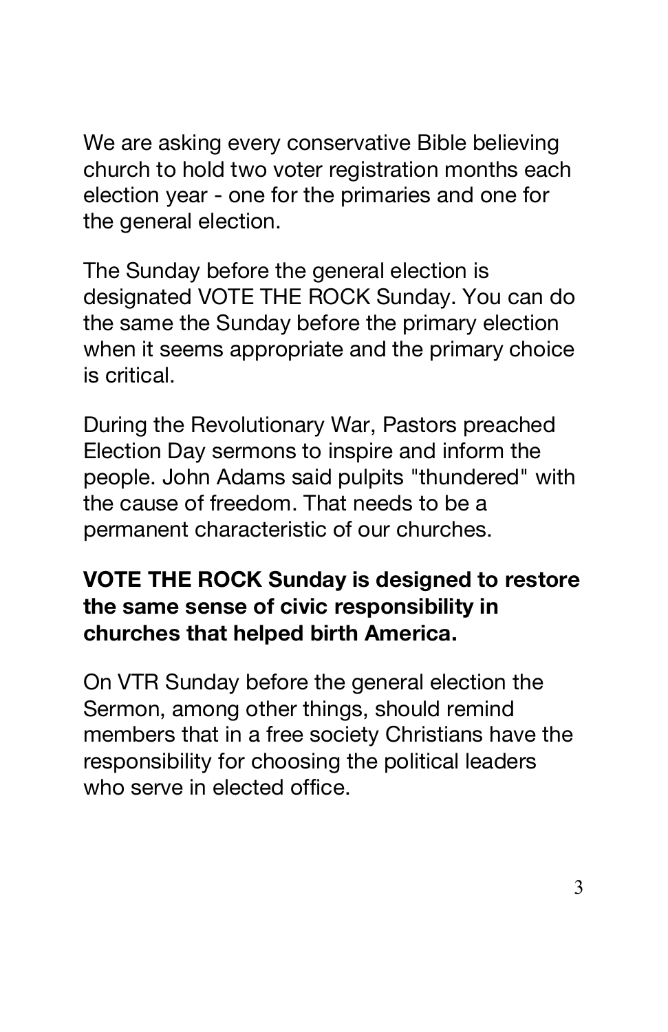We are asking every conservative Bible believing church to hold two voter registration months each election year - one for the primaries and one for the general election.

The Sunday before the general election is designated VOTE THE ROCK Sunday. You can do the same the Sunday before the primary election when it seems appropriate and the primary choice is critical.

During the Revolutionary War, Pastors preached Election Day sermons to inspire and inform the people. John Adams said pulpits "thundered" with the cause of freedom. That needs to be a permanent characteristic of our churches.

**VOTE THE ROCK Sunday is designed to restore the same sense of civic responsibility in churches that helped birth America.**

On VTR Sunday before the general election the Sermon, among other things, should remind members that in a free society Christians have the responsibility for choosing the political leaders who serve in elected office.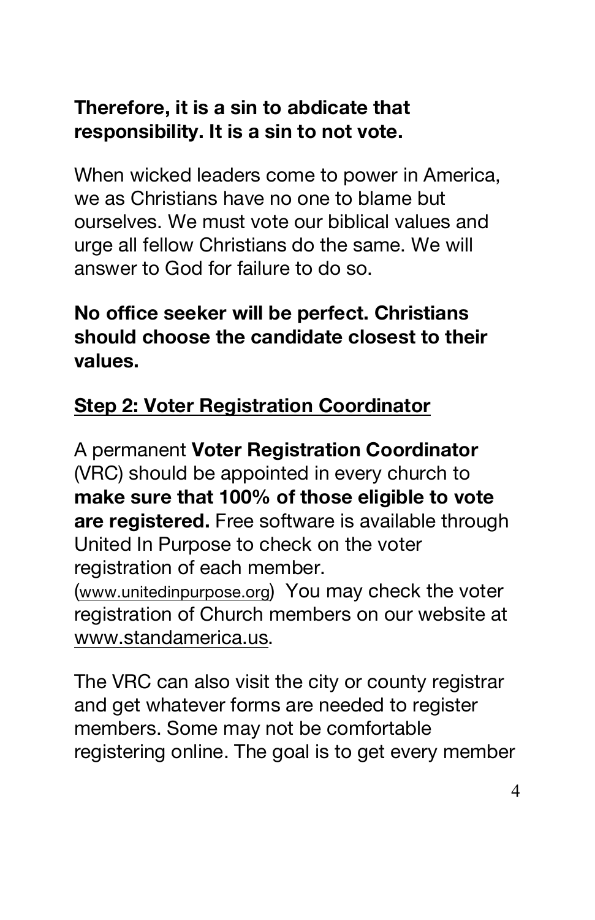**Therefore, it is a sin to abdicate that responsibility. It is a sin to not vote.**

When wicked leaders come to power in America, we as Christians have no one to blame but ourselves. We must vote our biblical values and urge all fellow Christians do the same. We will answer to God for failure to do so.

**No office seeker will be perfect. Christians should choose the candidate closest to their values.**

## Step 2: Voter Registration Coordinator

A permanent **Voter Registration Coordinator** (VRC) should be appointed in every church to **make sure that 100% of those eligible to vote are registered.** Free software is available through United In Purpose to check on the voter registration of each member. (www.unitedinpurpose.org) You may check the voter registration of Church members on our website at www.standamerica.us.

The VRC can also visit the city or county registrar and get whatever forms are needed to register members. Some may not be comfortable registering online. The goal is to get every member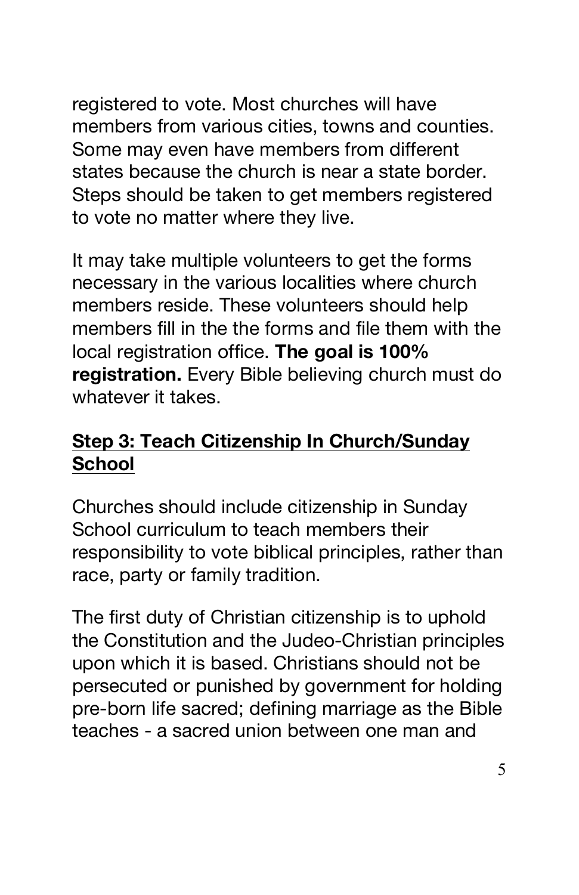registered to vote. Most churches will have members from various cities, towns and counties. Some may even have members from different states because the church is near a state border. Steps should be taken to get members registered to vote no matter where they live.

It may take multiple volunteers to get the forms necessary in the various localities where church members reside. These volunteers should help members fill in the the forms and file them with the local registration office. **The goal is 100% registration.** Every Bible believing church must do whatever it takes.

## Step 3: Teach Citizenship In Church/Sunday School

Churches should include citizenship in Sunday School curriculum to teach members their responsibility to vote biblical principles, rather than race, party or family tradition.

The first duty of Christian citizenship is to uphold the Constitution and the Judeo-Christian principles upon which it is based. Christians should not be persecuted or punished by government for holding pre-born life sacred; defining marriage as the Bible teaches - a sacred union between one man and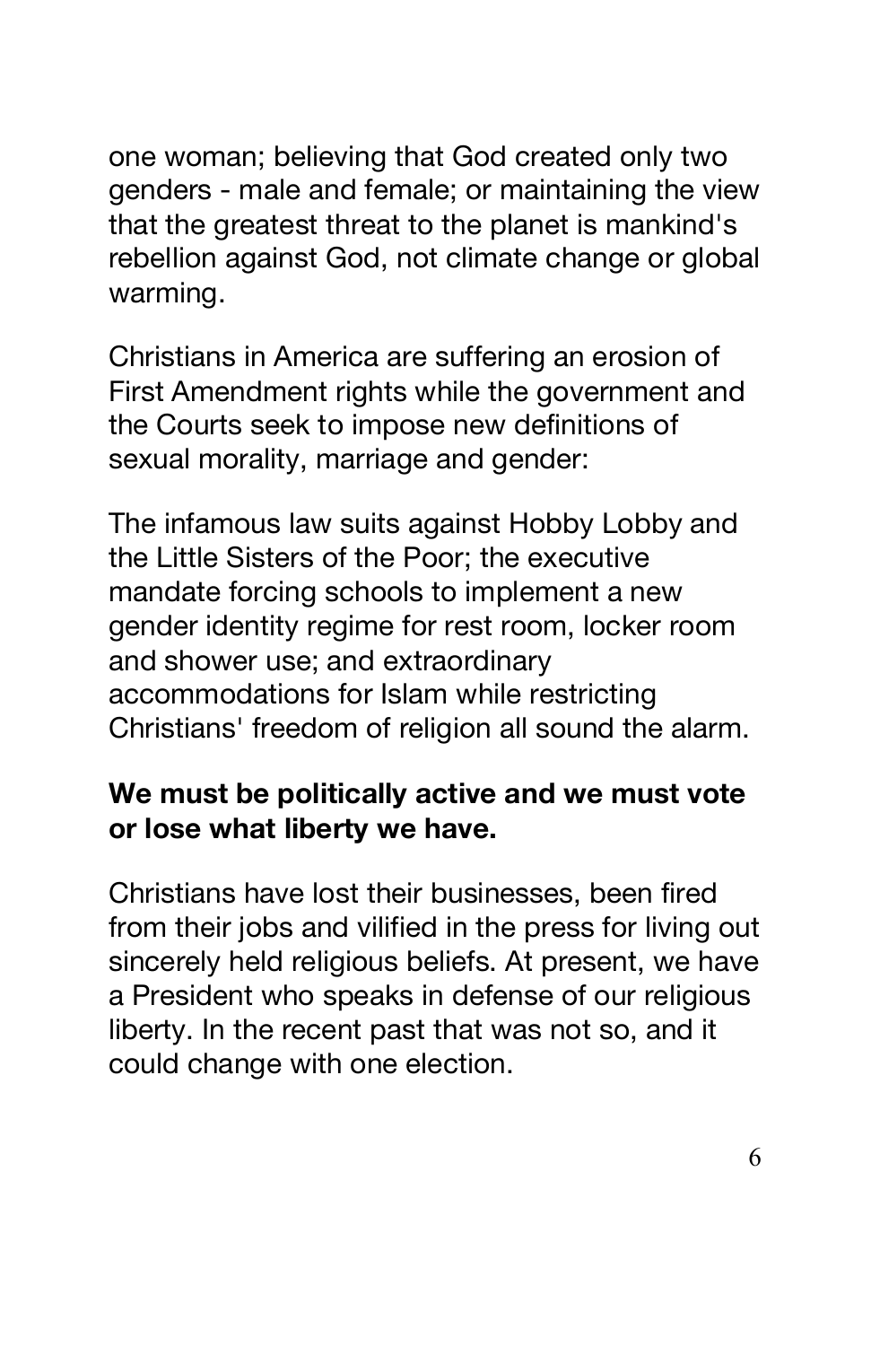one woman; believing that God created only two genders - male and female; or maintaining the view that the greatest threat to the planet is mankind's rebellion against God, not climate change or global warming.

Christians in America are suffering an erosion of First Amendment rights while the government and the Courts seek to impose new definitions of sexual morality, marriage and gender:

The infamous law suits against Hobby Lobby and the Little Sisters of the Poor; the executive mandate forcing schools to implement a new gender identity regime for rest room, locker room and shower use; and extraordinary accommodations for Islam while restricting Christians' freedom of religion all sound the alarm.

**We must be politically active and we must vote or lose what liberty we have.**

Christians have lost their businesses, been fired from their jobs and vilified in the press for living out sincerely held religious beliefs. At present, we have a President who speaks in defense of our religious liberty. In the recent past that was not so, and it could change with one election.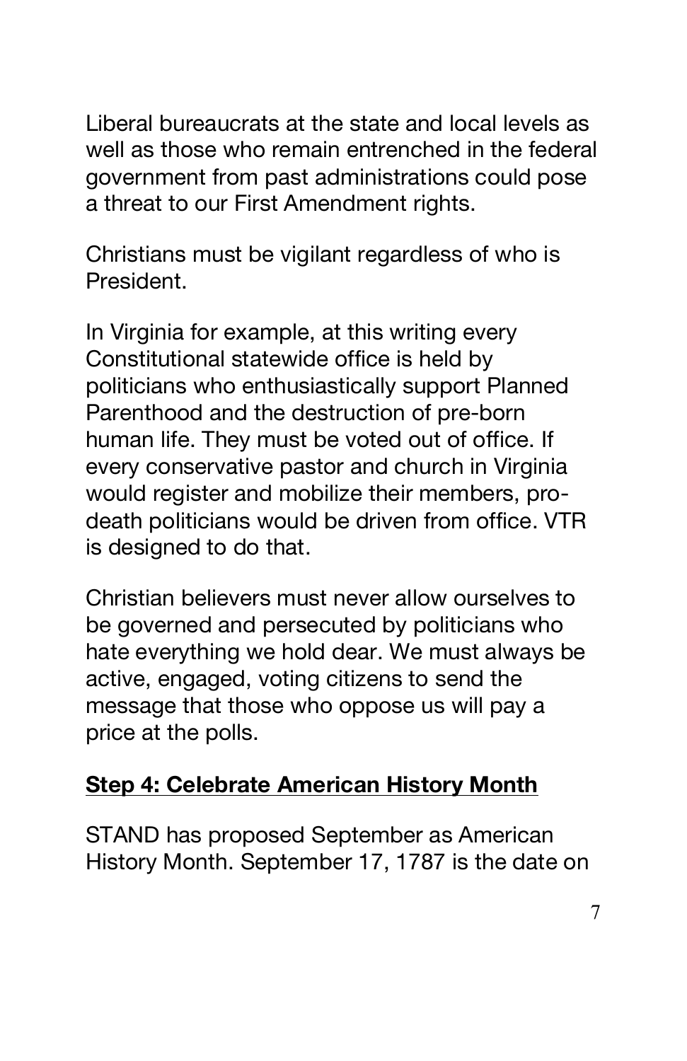Liberal bureaucrats at the state and local levels as well as those who remain entrenched in the federal government from past administrations could pose a threat to our First Amendment rights.

Christians must be vigilant regardless of who is President.

In Virginia for example, at this writing every Constitutional statewide office is held by politicians who enthusiastically support Planned Parenthood and the destruction of pre-born human life. They must be voted out of office. If every conservative pastor and church in Virginia would register and mobilize their members, pro-death politicians would be driven from office. VTR is designed to do that.

Christian believers must never allow ourselves to be governed and persecuted by politicians who hate everything we hold dear. We must always be active, engaged, voting citizens to send the message that those who oppose us will pay a price at the polls.

## Step 4: Celebrate American History Month

STAND has proposed September as American History Month. September 17, 1787 is the date on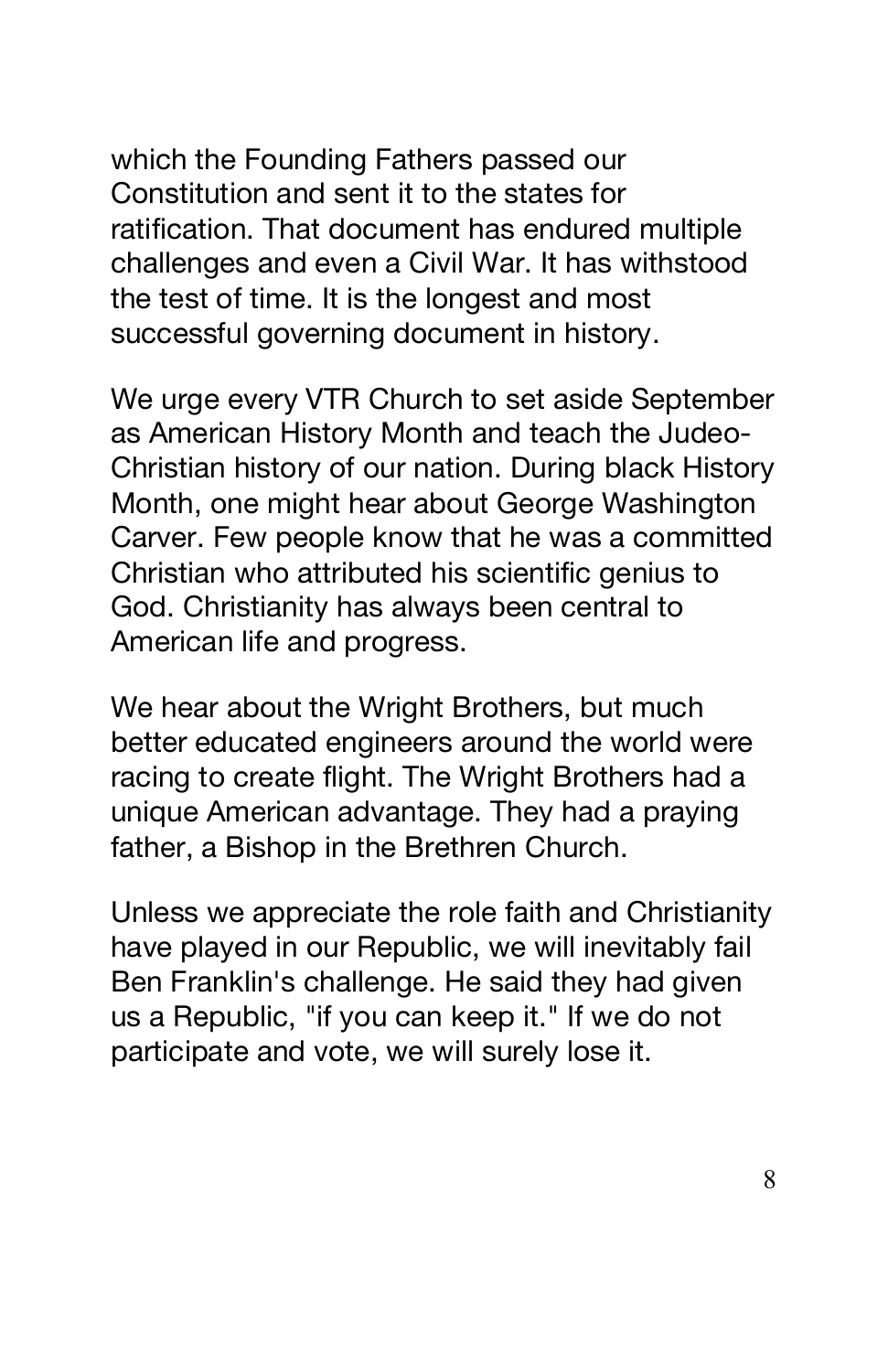which the Founding Fathers passed our Constitution and sent it to the states for ratification. That document has endured multiple challenges and even a Civil War. It has withstood the test of time. It is the longest and most successful governing document in history.

We urge every VTR Church to set aside September as American History Month and teach the Judeo-Christian history of our nation. During black History Month, one might hear about George Washington Carver. Few people know that he was a committed Christian who attributed his scientific genius to God. Christianity has always been central to American life and progress.

We hear about the Wright Brothers, but much better educated engineers around the world were racing to create flight. The Wright Brothers had a unique American advantage. They had a praying father, a Bishop in the Brethren Church.

Unless we appreciate the role faith and Christianity have played in our Republic, we will inevitably fail Ben Franklin's challenge. He said they had given us a Republic, "if you can keep it." If we do not participate and vote, we will surely lose it.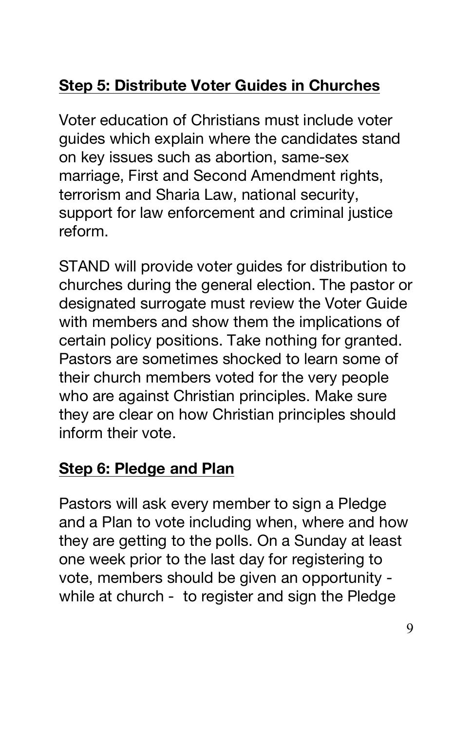## Step 5: Distribute Voter Guides in Churches

Voter education of Christians must include voter guides which explain where the candidates stand on key issues such as abortion, same-sex marriage, First and Second Amendment rights, terrorism and Sharia Law, national security, support for law enforcement and criminal justice reform.

STAND will provide voter guides for distribution to churches during the general election. The pastor or designated surrogate must review the Voter Guide with members and show them the implications of certain policy positions. Take nothing for granted. Pastors are sometimes shocked to learn some of their church members voted for the very people who are against Christian principles. Make sure they are clear on how Christian principles should inform their vote.

## Step 6: Pledge and Plan

Pastors will ask every member to sign a Pledge and a Plan to vote including when, where and how they are getting to the polls. On a Sunday at least one week prior to the last day for registering to vote, members should be given an opportunity - while at church - to register and sign the Pledge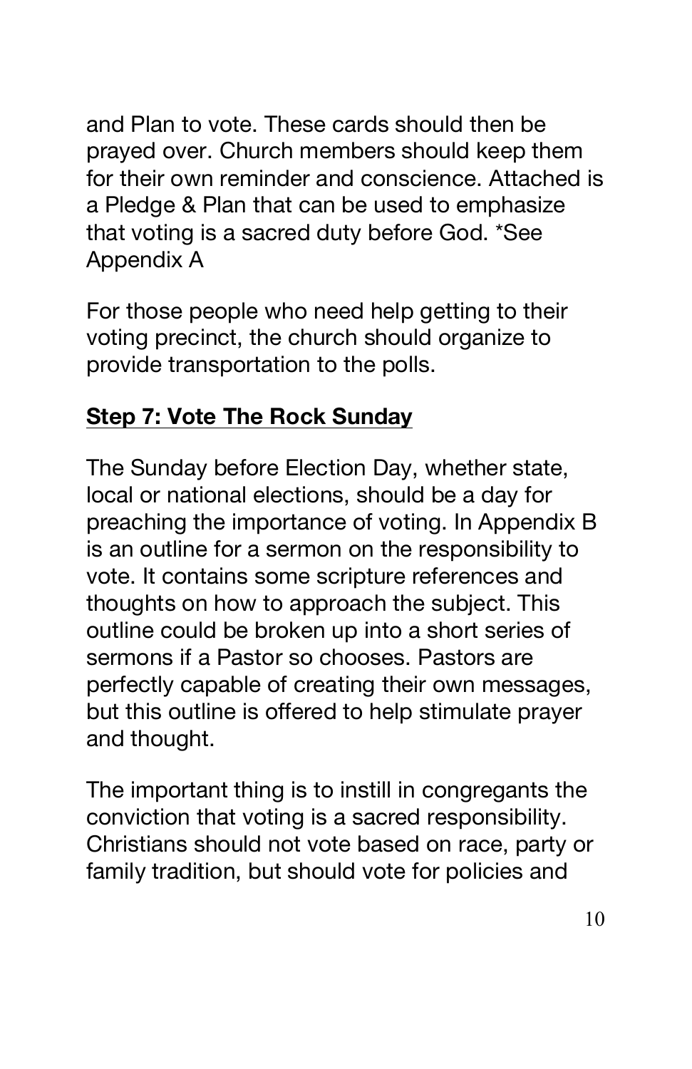and Plan to vote. These cards should then be prayed over. Church members should keep them for their own reminder and conscience. Attached is a Pledge & Plan that can be used to emphasize that voting is a sacred duty before God. *See Appendix A

For those people who need help getting to their voting precinct, the church should organize to provide transportation to the polls.

## **Step 7: Vote The Rock Sunday**

The Sunday before Election Day, whether state, local or national elections, should be a day for preaching the importance of voting. In Appendix B is an outline for a sermon on the responsibility to vote. It contains some scripture references and thoughts on how to approach the subject. This outline could be broken up into a short series of sermons if a Pastor so chooses. Pastors are perfectly capable of creating their own messages, but this outline is offered to help stimulate prayer and thought.

The important thing is to instill in congregants the conviction that voting is a sacred responsibility. Christians should not vote based on race, party or family tradition, but should vote for policies and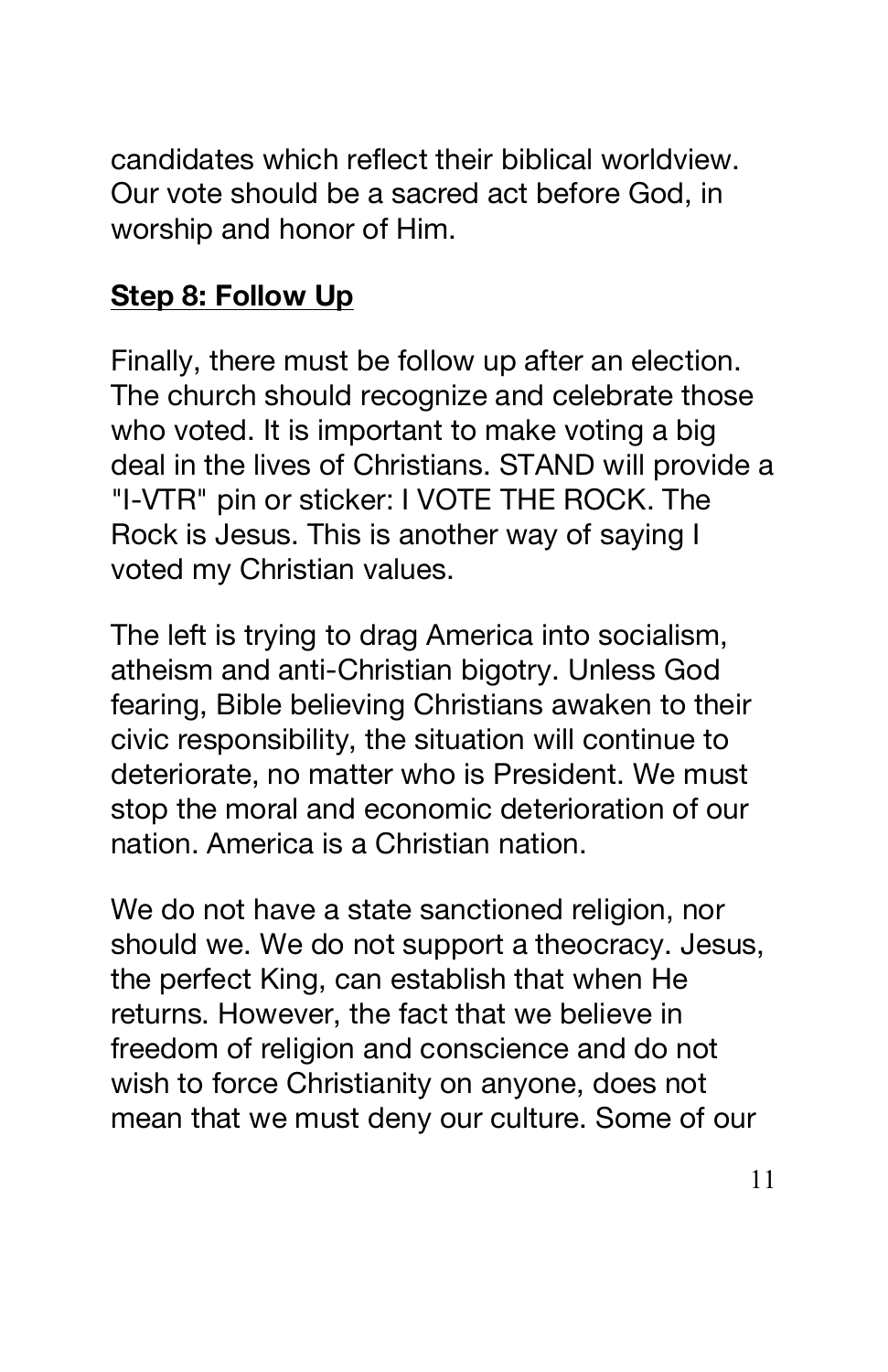candidates which reflect their biblical worldview. Our vote should be a sacred act before God, in worship and honor of Him.

**<u>Step 8: Follow Up</u>**

Finally, there must be follow up after an election. The church should recognize and celebrate those who voted. It is important to make voting a big deal in the lives of Christians. STAND will provide a "I-VTR" pin or sticker: I VOTE THE ROCK. The Rock is Jesus. This is another way of saying I voted my Christian values.

The left is trying to drag America into socialism, atheism and anti-Christian bigotry. Unless God fearing, Bible believing Christians awaken to their civic responsibility, the situation will continue to deteriorate, no matter who is President. We must stop the moral and economic deterioration of our nation. America is a Christian nation.

We do not have a state sanctioned religion, nor should we. We do not support a theocracy. Jesus, the perfect King, can establish that when He returns. However, the fact that we believe in freedom of religion and conscience and do not wish to force Christianity on anyone, does not mean that we must deny our culture. Some of our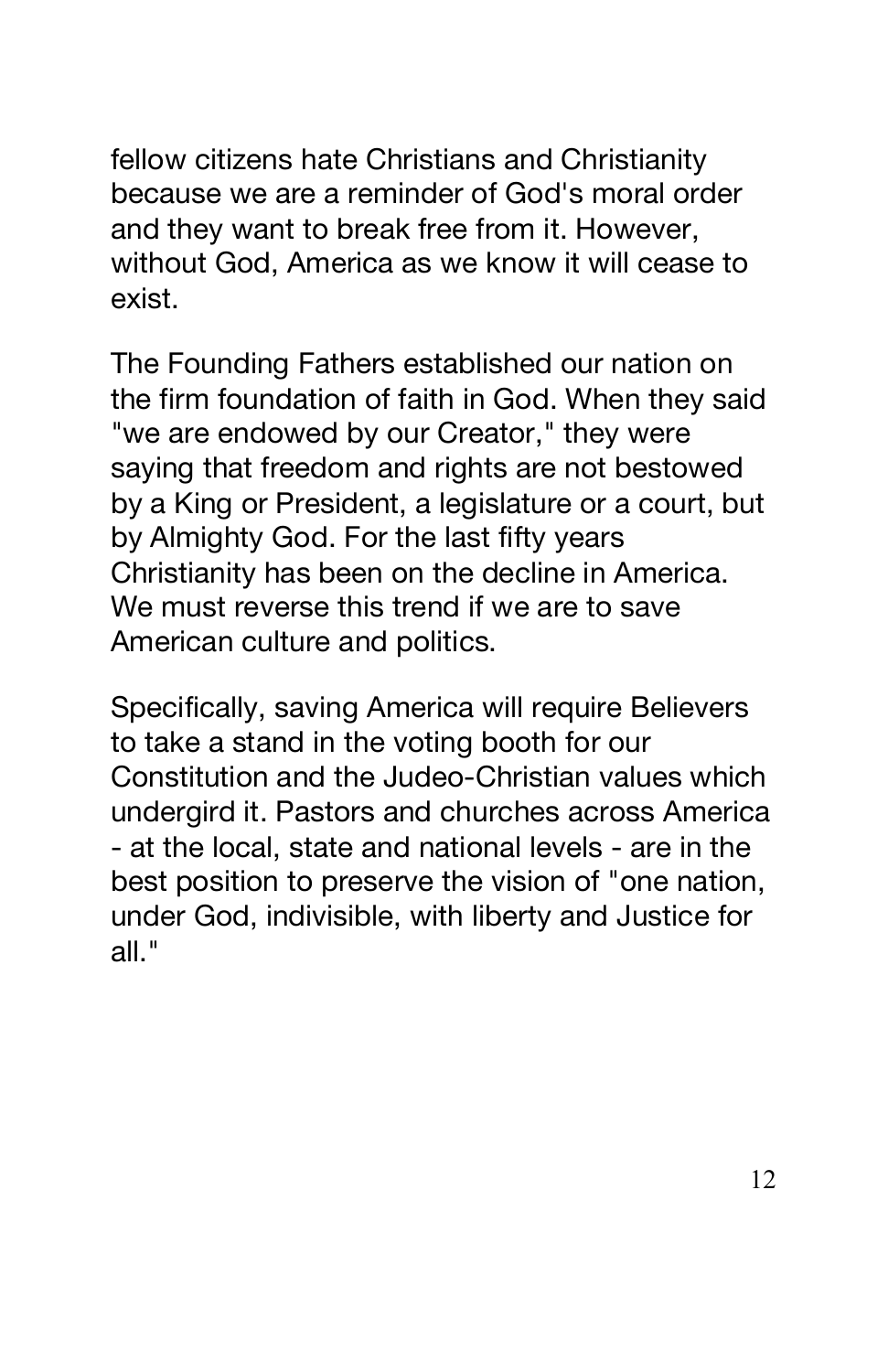fellow citizens hate Christians and Christianity because we are a reminder of God's moral order and they want to break free from it. However, without God, America as we know it will cease to exist.

The Founding Fathers established our nation on the firm foundation of faith in God. When they said "we are endowed by our Creator," they were saying that freedom and rights are not bestowed by a King or President, a legislature or a court, but by Almighty God. For the last fifty years Christianity has been on the decline in America. We must reverse this trend if we are to save American culture and politics.

Specifically, saving America will require Believers to take a stand in the voting booth for our Constitution and the Judeo-Christian values which undergird it. Pastors and churches across America - at the local, state and national levels - are in the best position to preserve the vision of "one nation, under God, indivisible, with liberty and Justice for all."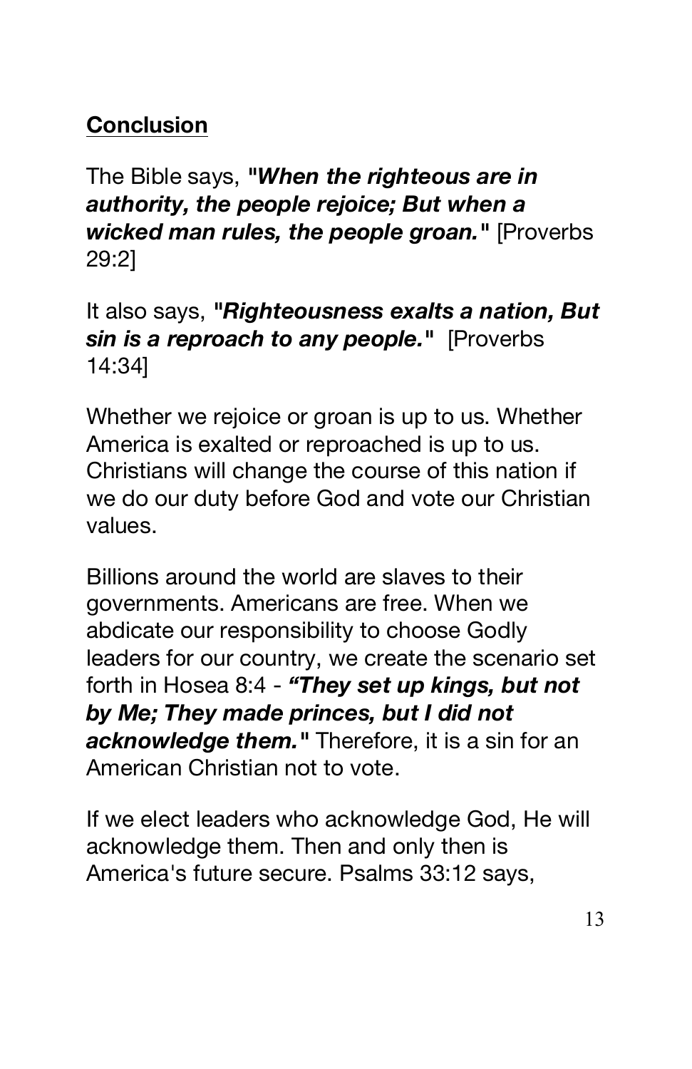**Conclusion**

The Bible says, ***"When the righteous are in authority, the people rejoice; But when a wicked man rules, the people groan."*** [Proverbs 29:2]

It also says, ***"Righteousness exalts a nation, But sin is a reproach to any people."*** [Proverbs 14:34]

Whether we rejoice or groan is up to us. Whether America is exalted or reproached is up to us. Christians will change the course of this nation if we do our duty before God and vote our Christian values.

Billions around the world are slaves to their governments. Americans are free. When we abdicate our responsibility to choose Godly leaders for our country, we create the scenario set forth in Hosea 8:4 - ***"They set up kings, but not by Me; They made princes, but I did not acknowledge them."*** Therefore, it is a sin for an American Christian not to vote.

If we elect leaders who acknowledge God, He will acknowledge them. Then and only then is America's future secure. Psalms 33:12 says,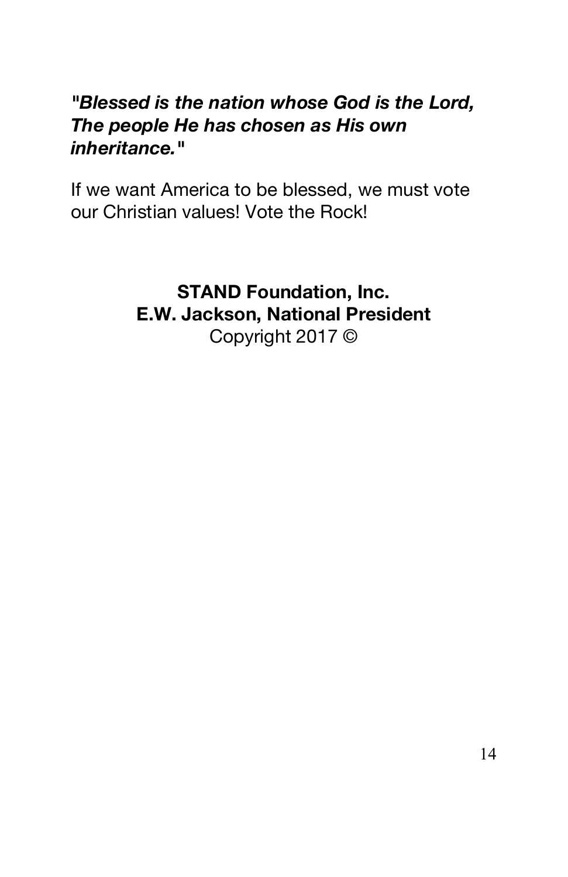***"Blessed is the nation whose God is the Lord, The people He has chosen as His own inheritance."***

If we want America to be blessed, we must vote our Christian values! Vote the Rock!

**STAND Foundation, Inc.**
**E.W. Jackson, National President**
Copyright 2017 ©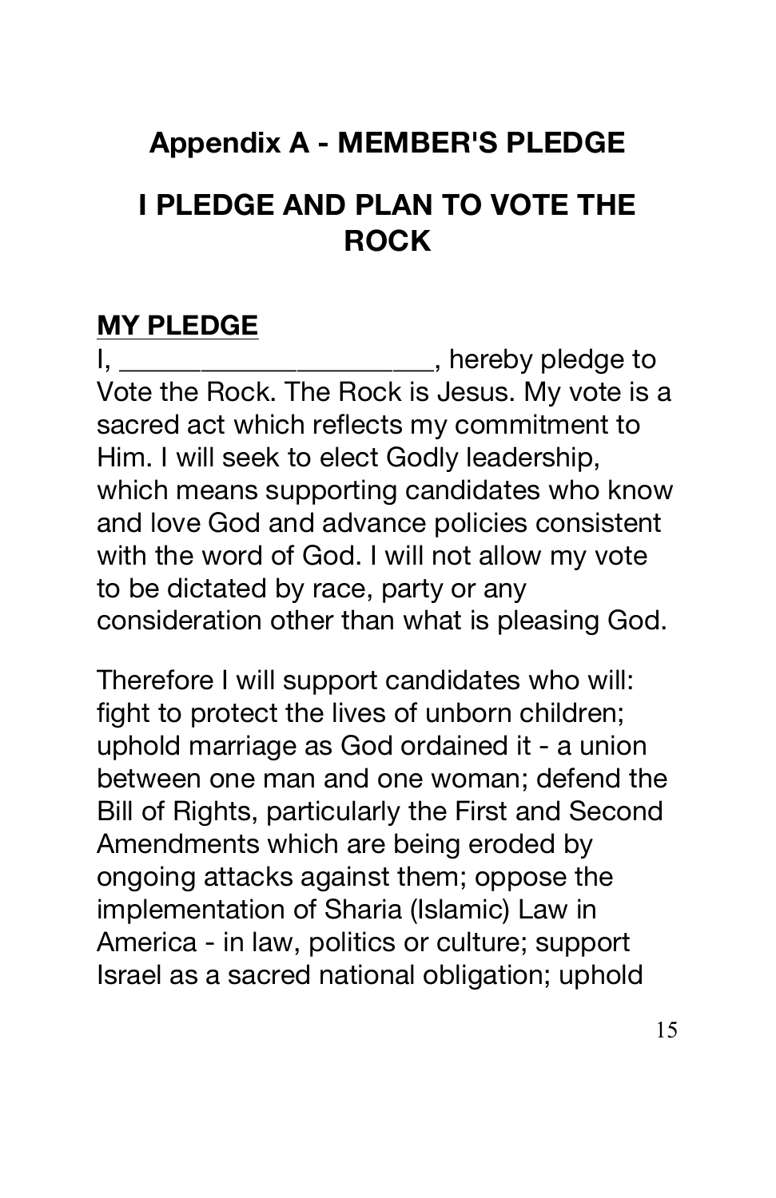## Appendix A - MEMBER'S PLEDGE

## I PLEDGE AND PLAN TO VOTE THE ROCK

**MY PLEDGE**

I, ______________________, hereby pledge to Vote the Rock. The Rock is Jesus. My vote is a sacred act which reflects my commitment to Him. I will seek to elect Godly leadership, which means supporting candidates who know and love God and advance policies consistent with the word of God. I will not allow my vote to be dictated by race, party or any consideration other than what is pleasing God.

Therefore I will support candidates who will: fight to protect the lives of unborn children; uphold marriage as God ordained it - a union between one man and one woman; defend the Bill of Rights, particularly the First and Second Amendments which are being eroded by ongoing attacks against them; oppose the implementation of Sharia (Islamic) Law in America - in law, politics or culture; support Israel as a sacred national obligation; uphold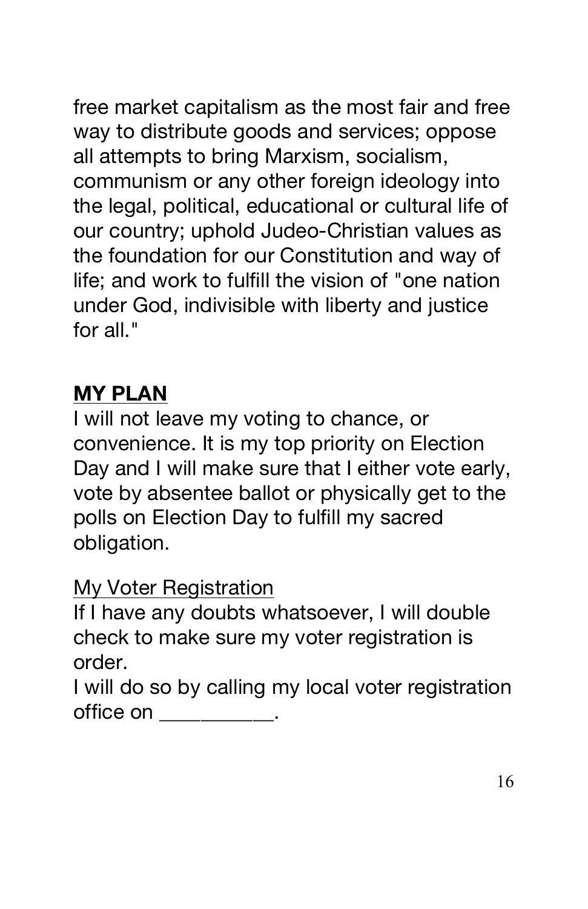free market capitalism as the most fair and free way to distribute goods and services; oppose all attempts to bring Marxism, socialism, communism or any other foreign ideology into the legal, political, educational or cultural life of our country; uphold Judeo-Christian values as the foundation for our Constitution and way of life; and work to fulfill the vision of "one nation under God, indivisible with liberty and justice for all."

## **MY PLAN**

I will not leave my voting to chance, or convenience. It is my top priority on Election Day and I will make sure that I either vote early, vote by absentee ballot or physically get to the polls on Election Day to fulfill my sacred obligation.

<u>My Voter Registration</u>

If I have any doubts whatsoever, I will double check to make sure my voter registration is order.

I will do so by calling my local voter registration office on __________.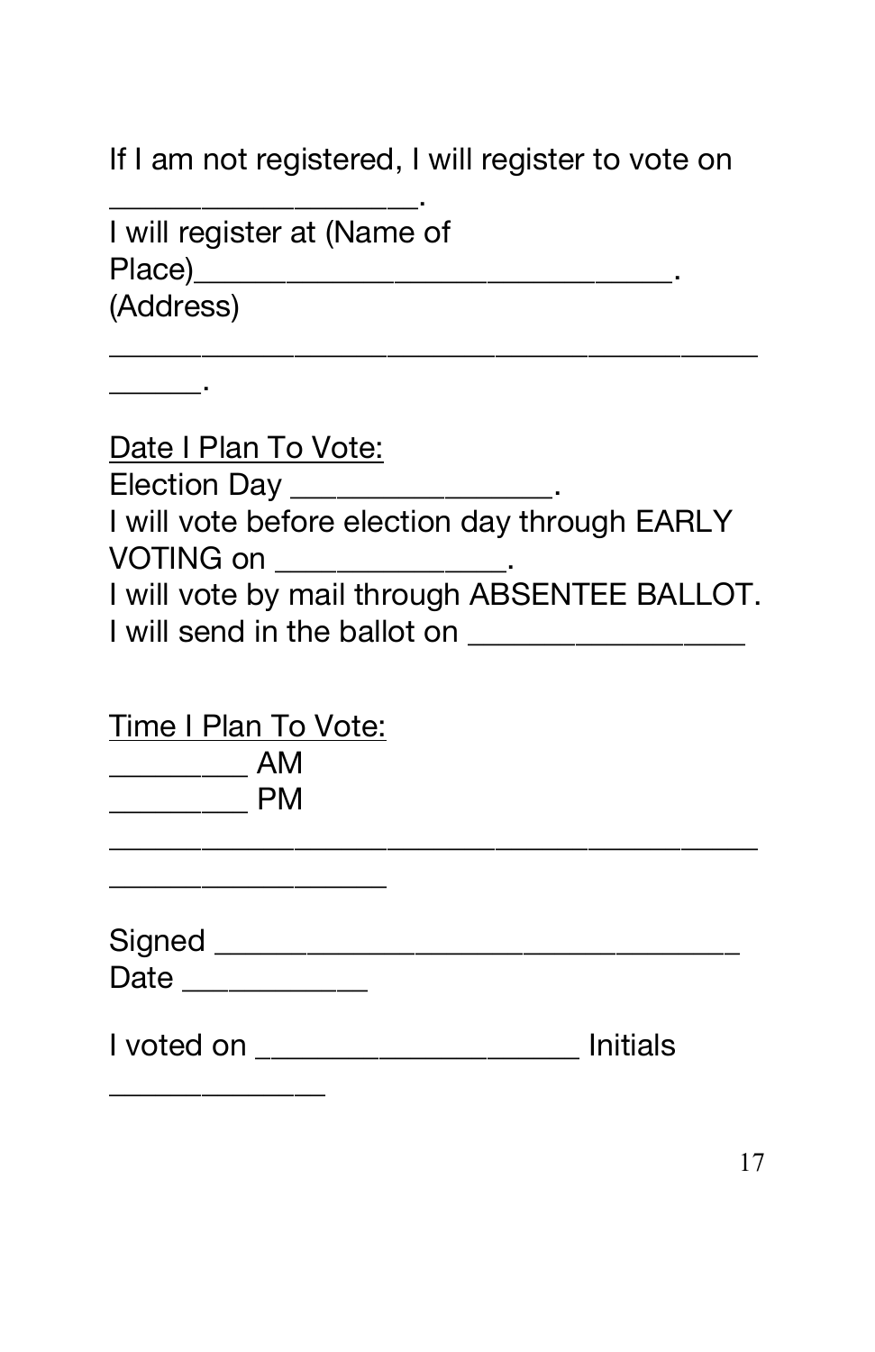If I am not registered, I will register to vote on ___________________.

I will register at (Name of Place)_______________________________.

(Address) ___________________________________________________.

<u>Date I Plan To Vote:</u>

Election Day _________________.

I will vote before election day through EARLY VOTING on _______________.

I will vote by mail through ABSENTEE BALLOT. I will send in the ballot on __________________

<u>Time I Plan To Vote:</u>

_________ AM

_________ PM

__________________________________________________________

Signed __________________________________

Date ____________

I voted on _____________________ Initials ______________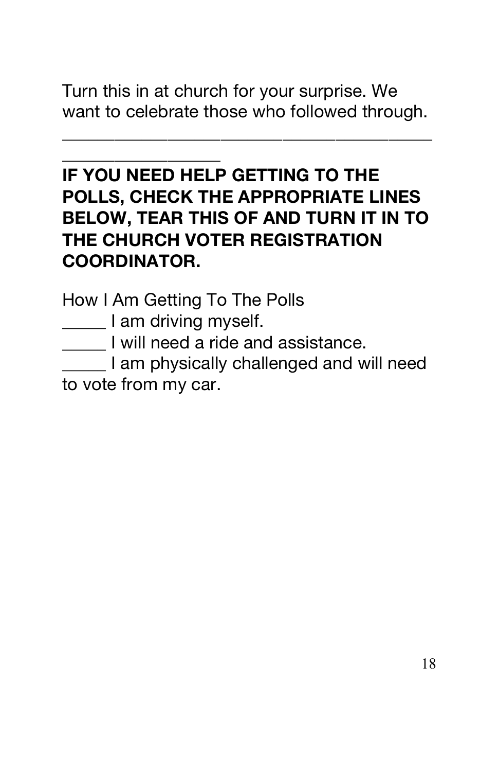Turn this in at church for your surprise. We want to celebrate those who followed through.

________________________________________

__________________

**IF YOU NEED HELP GETTING TO THE POLLS, CHECK THE APPROPRIATE LINES BELOW, TEAR THIS OF AND TURN IT IN TO THE CHURCH VOTER REGISTRATION COORDINATOR.**

How I Am Getting To The Polls

_____ I am driving myself.

_____ I will need a ride and assistance.

_____ I am physically challenged and will need to vote from my car.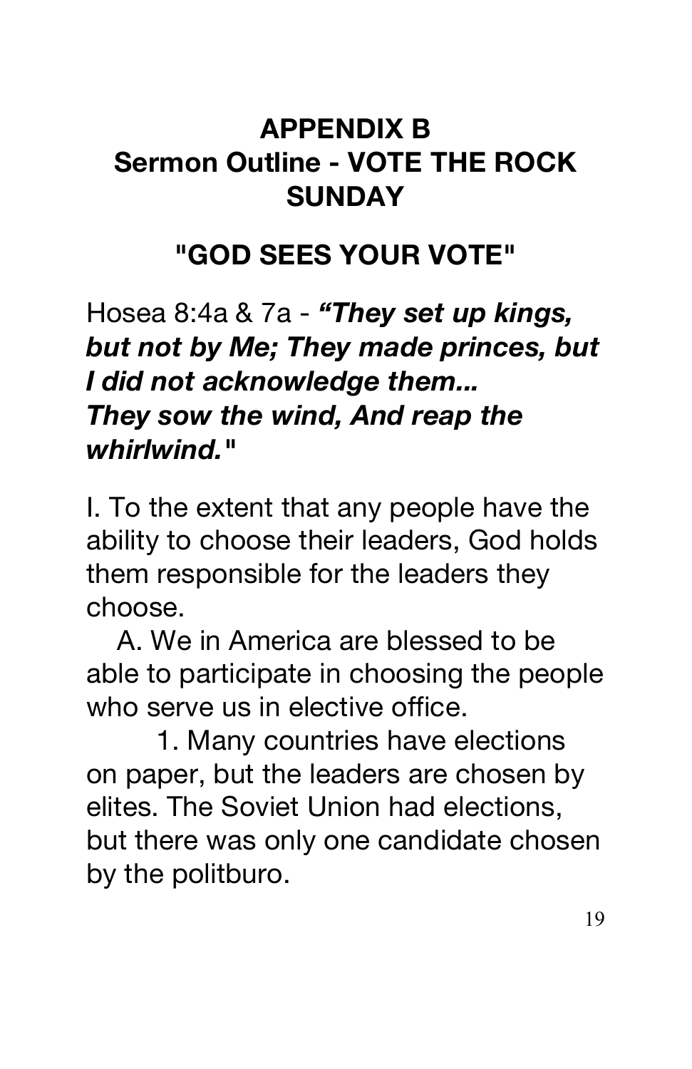## APPENDIX B
## Sermon Outline - VOTE THE ROCK SUNDAY

## "GOD SEES YOUR VOTE"

Hosea 8:4a & 7a - ***"They set up kings, but not by Me; They made princes, but I did not acknowledge them... They sow the wind, And reap the whirlwind."***

I. To the extent that any people have the ability to choose their leaders, God holds them responsible for the leaders they choose.

A. We in America are blessed to be able to participate in choosing the people who serve us in elective office.

1. Many countries have elections on paper, but the leaders are chosen by elites. The Soviet Union had elections, but there was only one candidate chosen by the politburo.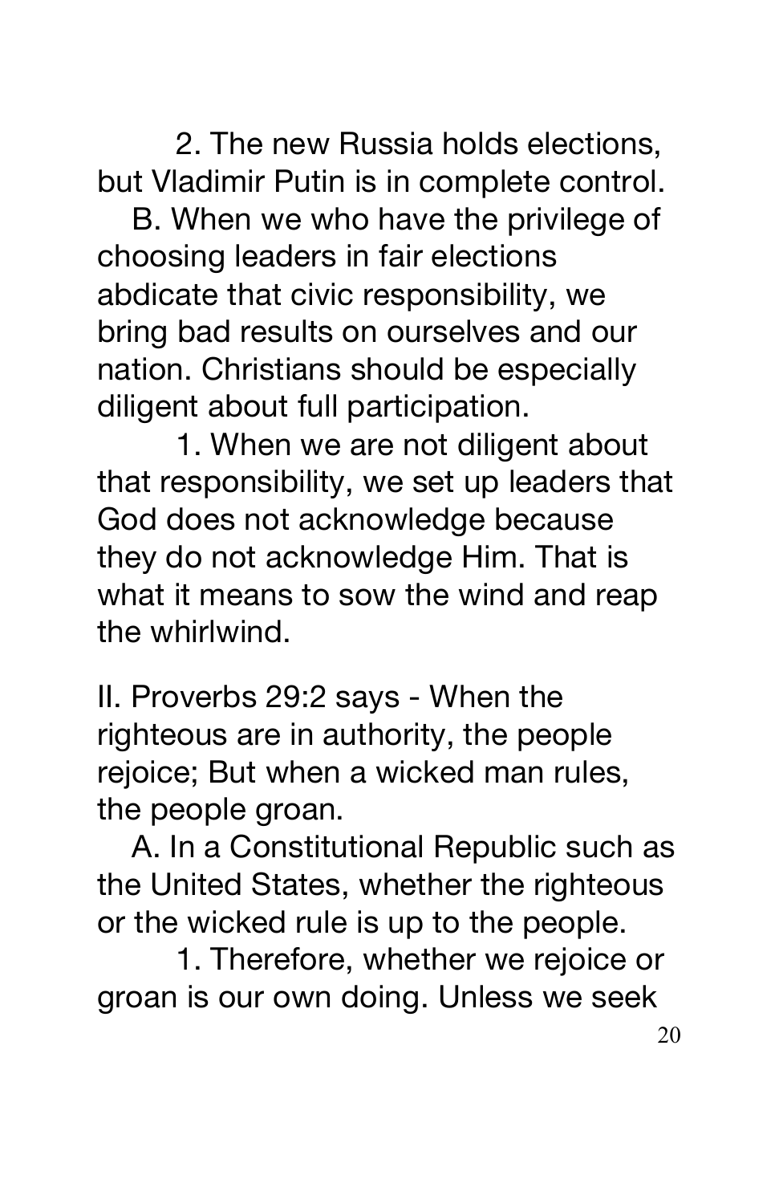2. The new Russia holds elections, but Vladimir Putin is in complete control.

B. When we who have the privilege of choosing leaders in fair elections abdicate that civic responsibility, we bring bad results on ourselves and our nation. Christians should be especially diligent about full participation.

1. When we are not diligent about that responsibility, we set up leaders that God does not acknowledge because they do not acknowledge Him. That is what it means to sow the wind and reap the whirlwind.

II. Proverbs 29:2 says - When the righteous are in authority, the people rejoice; But when a wicked man rules, the people groan.

A. In a Constitutional Republic such as the United States, whether the righteous or the wicked rule is up to the people.

1. Therefore, whether we rejoice or groan is our own doing. Unless we seek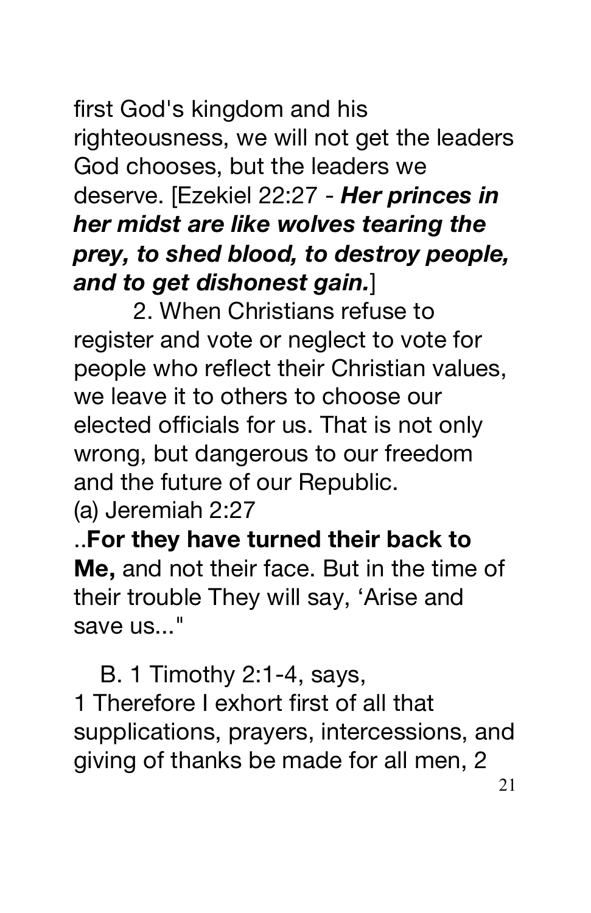first God's kingdom and his righteousness, we will not get the leaders God chooses, but the leaders we deserve. [Ezekiel 22:27 - ***Her princes in her midst are like wolves tearing the prey, to shed blood, to destroy people, and to get dishonest gain.***]

2. When Christians refuse to register and vote or neglect to vote for people who reflect their Christian values, we leave it to others to choose our elected officials for us. That is not only wrong, but dangerous to our freedom and the future of our Republic.

(a) Jeremiah 2:27

..**For they have turned their back to Me,** and not their face. But in the time of their trouble They will say, 'Arise and save us..."

B. 1 Timothy 2:1-4, says,

1 Therefore I exhort first of all that supplications, prayers, intercessions, and giving of thanks be made for all men, 2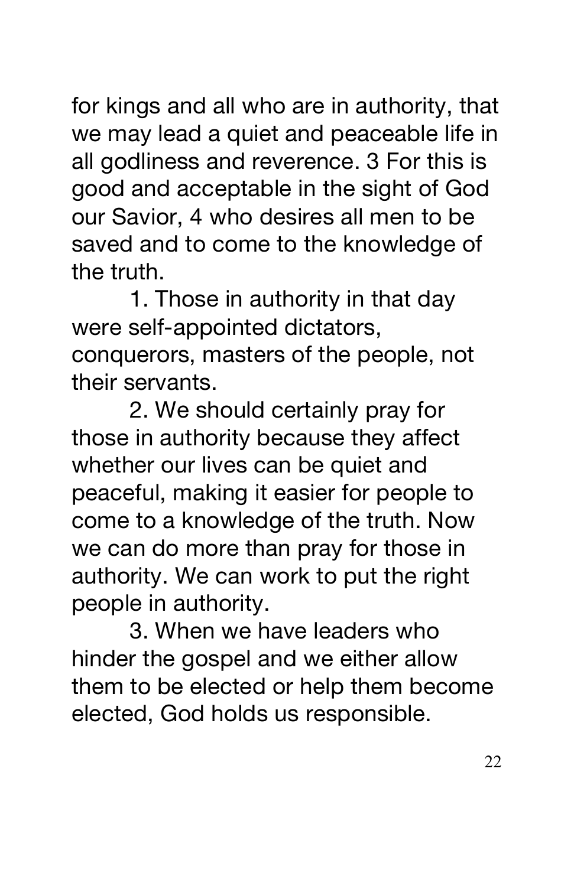for kings and all who are in authority, that we may lead a quiet and peaceable life in all godliness and reverence. 3 For this is good and acceptable in the sight of God our Savior, 4 who desires all men to be saved and to come to the knowledge of the truth.

1. Those in authority in that day were self-appointed dictators, conquerors, masters of the people, not their servants.

2. We should certainly pray for those in authority because they affect whether our lives can be quiet and peaceful, making it easier for people to come to a knowledge of the truth. Now we can do more than pray for those in authority. We can work to put the right people in authority.

3. When we have leaders who hinder the gospel and we either allow them to be elected or help them become elected, God holds us responsible.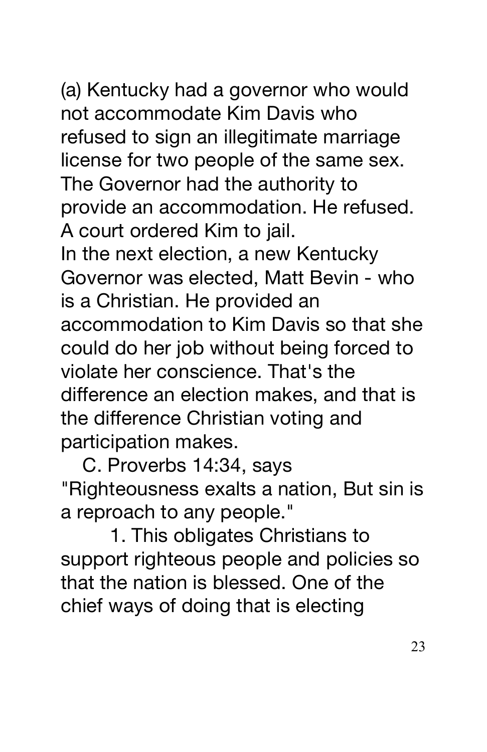(a) Kentucky had a governor who would not accommodate Kim Davis who refused to sign an illegitimate marriage license for two people of the same sex. The Governor had the authority to provide an accommodation. He refused. A court ordered Kim to jail.
In the next election, a new Kentucky Governor was elected, Matt Bevin - who is a Christian. He provided an accommodation to Kim Davis so that she could do her job without being forced to violate her conscience. That's the difference an election makes, and that is the difference Christian voting and participation makes.

C. Proverbs 14:34, says "Righteousness exalts a nation, But sin is a reproach to any people."

1. This obligates Christians to support righteous people and policies so that the nation is blessed. One of the chief ways of doing that is electing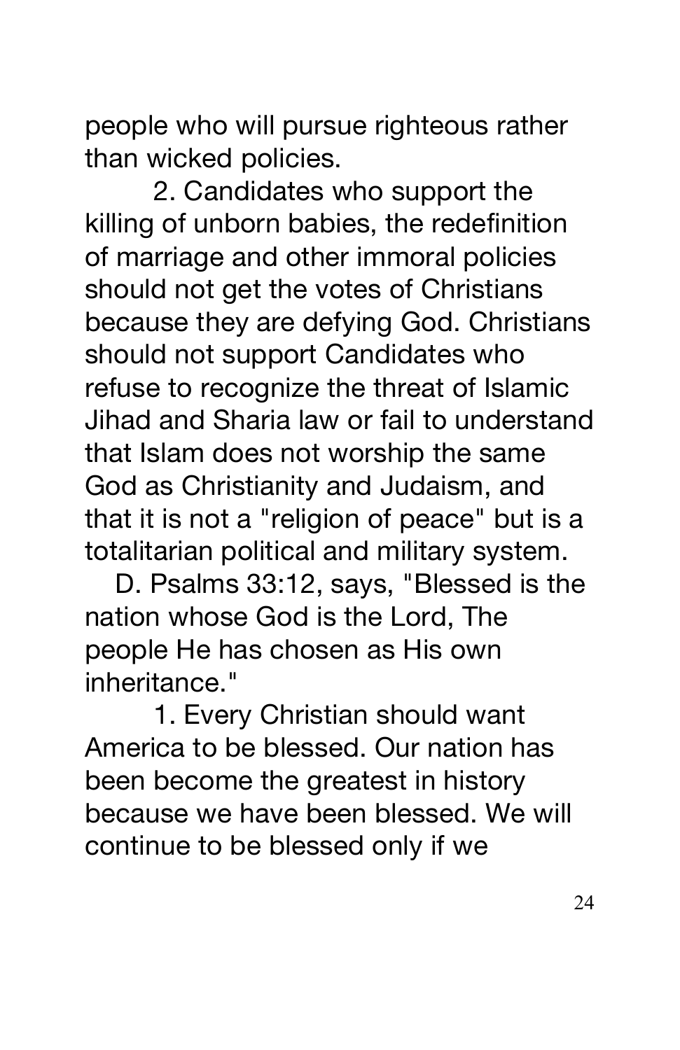people who will pursue righteous rather than wicked policies.

2. Candidates who support the killing of unborn babies, the redefinition of marriage and other immoral policies should not get the votes of Christians because they are defying God. Christians should not support Candidates who refuse to recognize the threat of Islamic Jihad and Sharia law or fail to understand that Islam does not worship the same God as Christianity and Judaism, and that it is not a "religion of peace" but is a totalitarian political and military system.

D. Psalms 33:12, says, "Blessed is the nation whose God is the Lord, The people He has chosen as His own inheritance."

1. Every Christian should want America to be blessed. Our nation has been become the greatest in history because we have been blessed. We will continue to be blessed only if we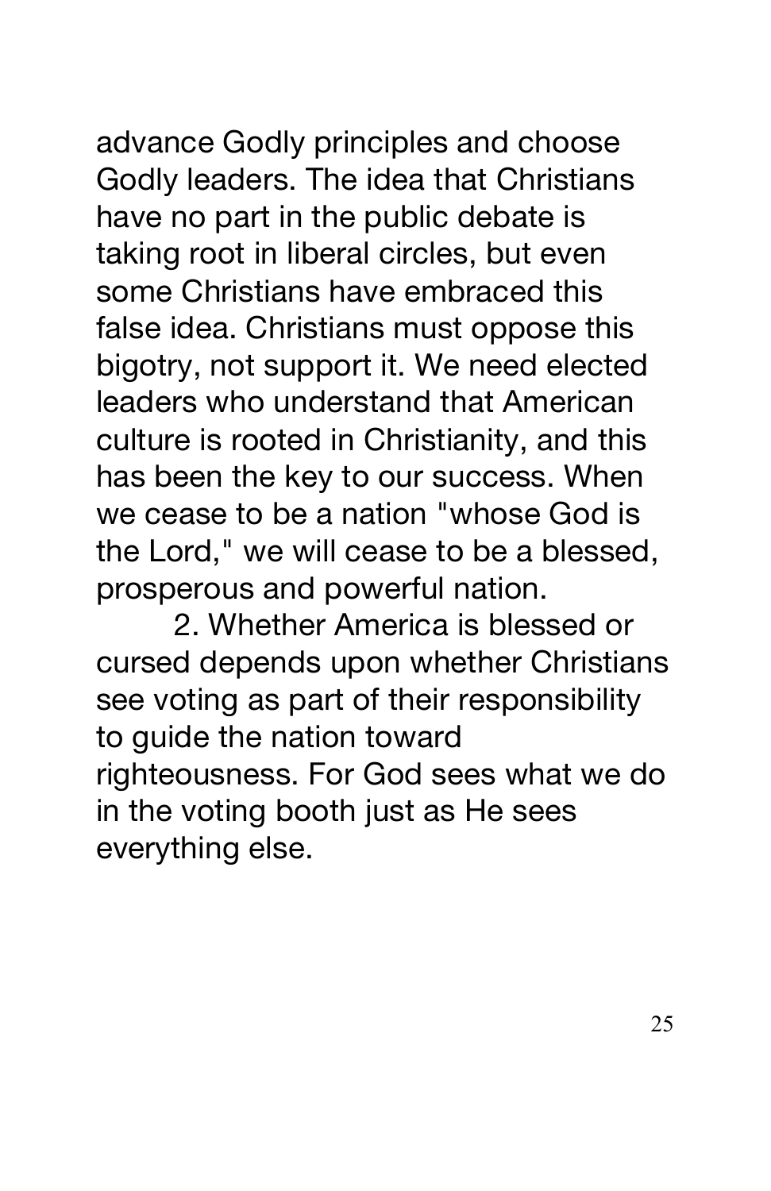advance Godly principles and choose Godly leaders. The idea that Christians have no part in the public debate is taking root in liberal circles, but even some Christians have embraced this false idea. Christians must oppose this bigotry, not support it. We need elected leaders who understand that American culture is rooted in Christianity, and this has been the key to our success. When we cease to be a nation "whose God is the Lord," we will cease to be a blessed, prosperous and powerful nation.

2. Whether America is blessed or cursed depends upon whether Christians see voting as part of their responsibility to guide the nation toward righteousness. For God sees what we do in the voting booth just as He sees everything else.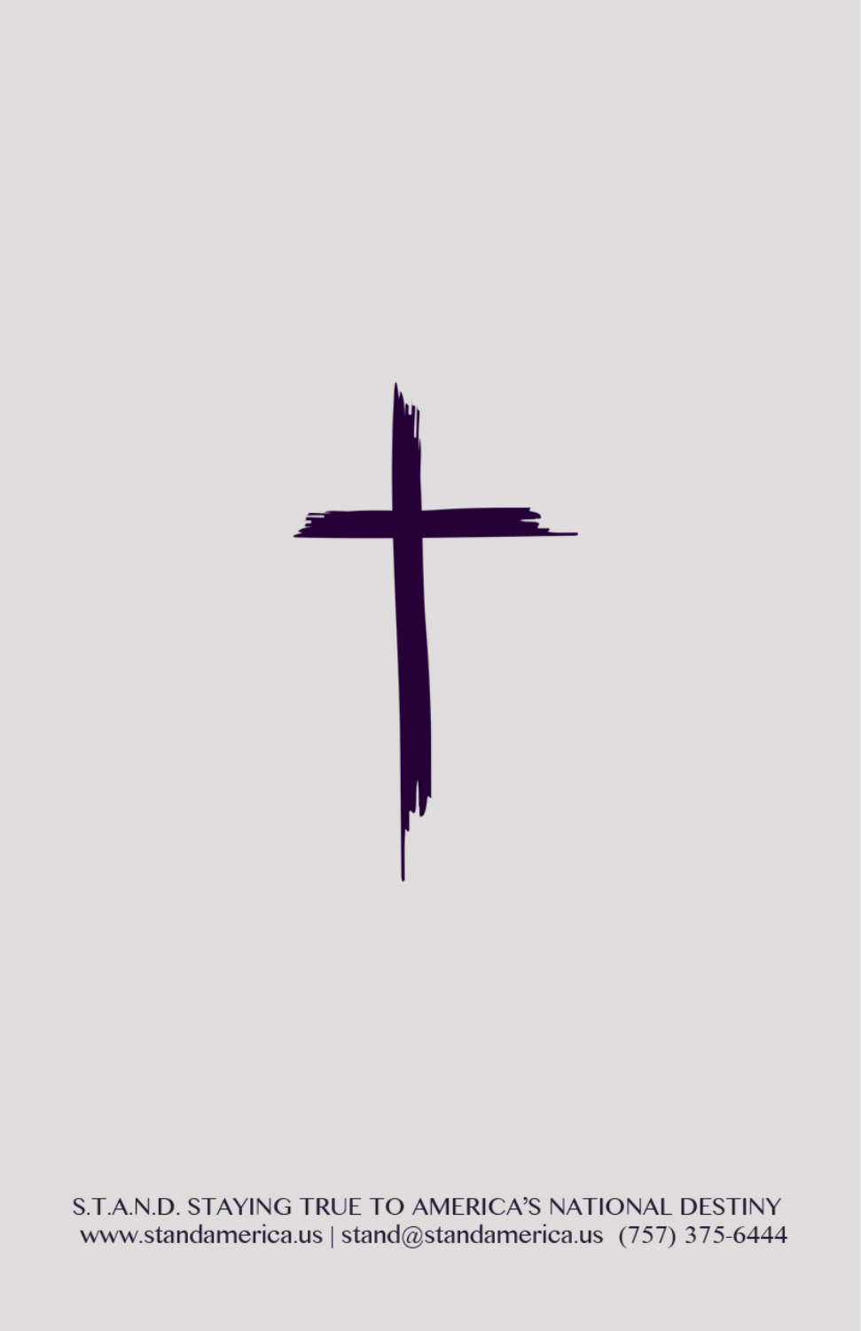S.T.A.N.D. STAYING TRUE TO AMERICA'S NATIONAL DESTINY

www.standamerica.us | stand@standamerica.us  (757) 375-6444